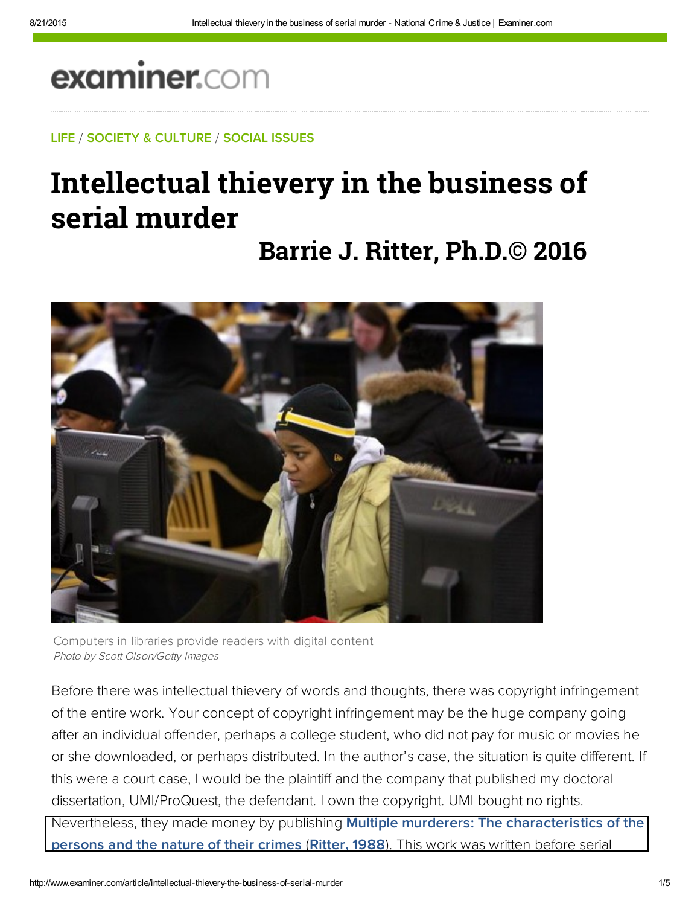examiner.com

LIFE / SOCIETY & CULTURE / SOCIAL ISSUES

# Intellectual thievery in the business of serial murder

## Barrie J. Ritter, Ph.D.© 2016

Computers in libraries provide readers with digital content
*Photo by Scott Olson/Getty Images*

Before there was intellectual thievery of words and thoughts, there was copyright infringement of the entire work. Your concept of copyright infringement may be the huge company going after an individual offender, perhaps a college student, who did not pay for music or movies he or she downloaded, or perhaps distributed. In the author's case, the situation is quite different. If this were a court case, I would be the plaintiff and the company that published my doctoral dissertation, UMI/ProQuest, the defendant. I own the copyright. UMI bought no rights. Nevertheless, they made money by publishing **Multiple murderers: The characteristics of the persons and the nature of their crimes** (**Ritter, 1988**). This work was written before serial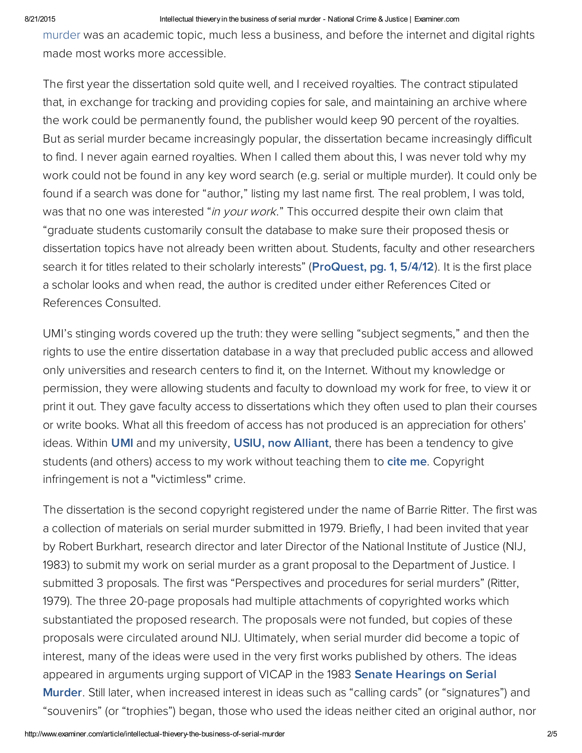murder was an academic topic, much less a business, and before the internet and digital rights made most works more accessible.

The first year the dissertation sold quite well, and I received royalties. The contract stipulated that, in exchange for tracking and providing copies for sale, and maintaining an archive where the work could be permanently found, the publisher would keep 90 percent of the royalties. But as serial murder became increasingly popular, the dissertation became increasingly difficult to find. I never again earned royalties. When I called them about this, I was never told why my work could not be found in any key word search (e.g. serial or multiple murder). It could only be found if a search was done for "author," listing my last name first. The real problem, I was told, was that no one was interested "*in your work*." This occurred despite their own claim that "graduate students customarily consult the database to make sure their proposed thesis or dissertation topics have not already been written about. Students, faculty and other researchers search it for titles related to their scholarly interests" (**ProQuest, pg. 1, 5/4/12**). It is the first place a scholar looks and when read, the author is credited under either References Cited or References Consulted.

UMI's stinging words covered up the truth: they were selling "subject segments," and then the rights to use the entire dissertation database in a way that precluded public access and allowed only universities and research centers to find it, on the Internet. Without my knowledge or permission, they were allowing students and faculty to download my work for free, to view it or print it out. They gave faculty access to dissertations which they often used to plan their courses or write books. What all this freedom of access has not produced is an appreciation for others' ideas. Within **UMI** and my university, **USIU, now Alliant**, there has been a tendency to give students (and others) access to my work without teaching them to **cite me**. Copyright infringement is not a "victimless" crime.

The dissertation is the second copyright registered under the name of Barrie Ritter. The first was a collection of materials on serial murder submitted in 1979. Briefly, I had been invited that year by Robert Burkhart, research director and later Director of the National Institute of Justice (NIJ, 1983) to submit my work on serial murder as a grant proposal to the Department of Justice. I submitted 3 proposals. The first was "Perspectives and procedures for serial murders" (Ritter, 1979). The three 20-page proposals had multiple attachments of copyrighted works which substantiated the proposed research. The proposals were not funded, but copies of these proposals were circulated around NIJ. Ultimately, when serial murder did become a topic of interest, many of the ideas were used in the very first works published by others. The ideas appeared in arguments urging support of VICAP in the 1983 **Senate Hearings on Serial Murder**. Still later, when increased interest in ideas such as "calling cards" (or "signatures") and "souvenirs" (or "trophies") began, those who used the ideas neither cited an original author, nor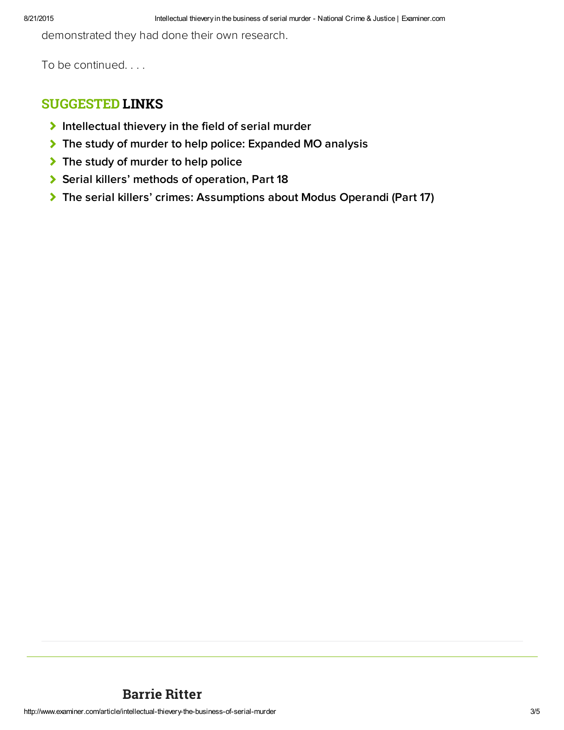demonstrated they had done their own research.

To be continued. . . .

## SUGGESTED LINKS

- Intellectual thievery in the field of serial murder
- The study of murder to help police: Expanded MO analysis
- The study of murder to help police
- Serial killers' methods of operation, Part 18
- The serial killers' crimes: Assumptions about Modus Operandi (Part 17)

---

## Barrie Ritter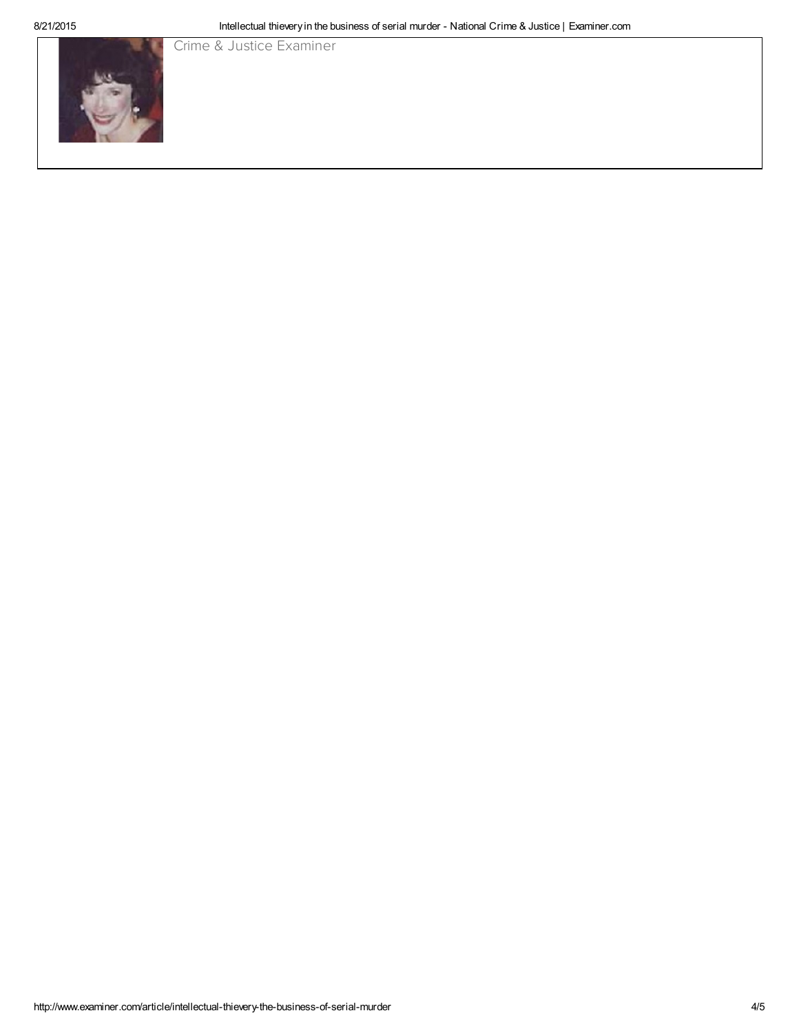Crime & Justice Examiner